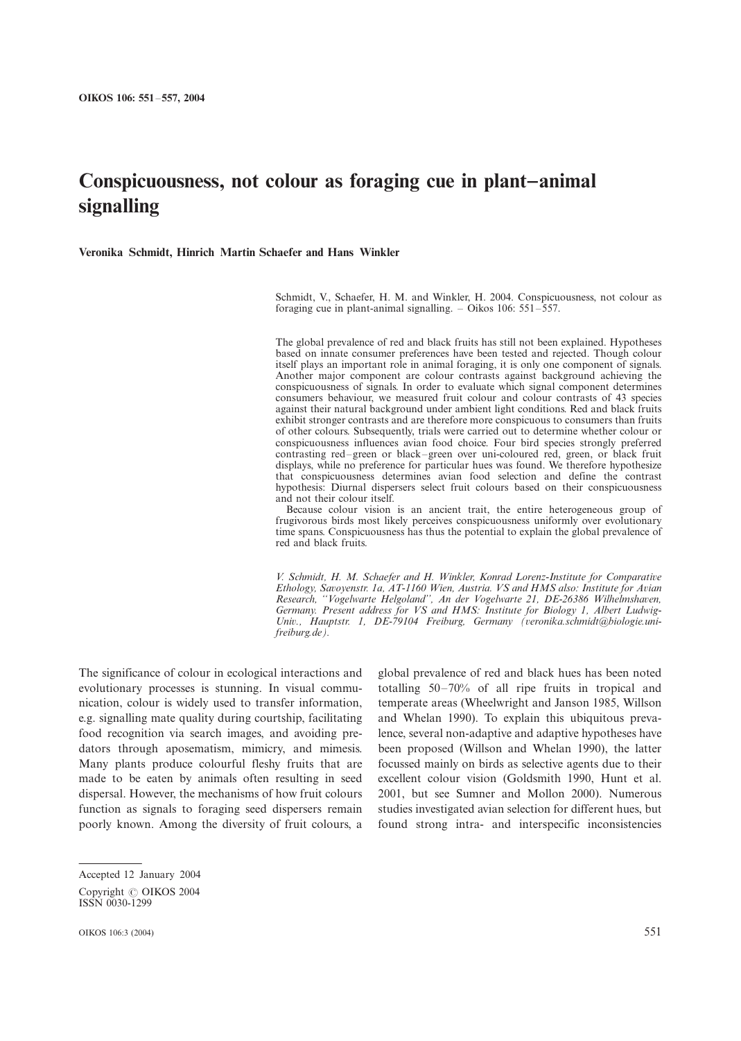# Conspicuousness, not colour as foraging cue in plant–animal signalling

**Veronika Schmidt, Hinrich Martin Schaefer and Hans Winkler**

Schmidt, V., Schaefer, H. M. and Winkler, H. 2004. Conspicuousness, not colour as foraging cue in plant-animal signalling. – Oikos 106: 551–557.

The global prevalence of red and black fruits has still not been explained. Hypotheses based on innate consumer preferences have been tested and rejected. Though colour itself plays an important role in animal foraging, it is only one component of signals. Another major component are colour contrasts against background achieving the conspicuousness of signals. In order to evaluate which signal component determines consumers behaviour, we measured fruit colour and colour contrasts of 43 species against their natural background under ambient light conditions. Red and black fruits exhibit stronger contrasts and are therefore more conspicuous to consumers than fruits of other colours. Subsequently, trials were carried out to determine whether colour or conspicuousness influences avian food choice. Four bird species strongly preferred contrasting red–green or black–green over uni-coloured red, green, or black fruit displays, while no preference for particular hues was found. We therefore hypothesize that conspicuousness determines avian food selection and define the contrast hypothesis: Diurnal dispersers select fruit colours based on their conspicuousness and not their colour itself.

Because colour vision is an ancient trait, the entire heterogeneous group of frugivorous birds most likely perceives conspicuousness uniformly over evolutionary time spans. Conspicuousness has thus the potential to explain the global prevalence of red and black fruits.

*V. Schmidt, H. M. Schaefer and H. Winkler, Konrad Lorenz-Institute for Comparative Ethology, Savoyenstr. 1a, AT-1160 Wien, Austria. VS and HMS also: Institute for Avian Research, "Vogelwarte Helgoland", An der Vogelwarte 21, DE-26386 Wilhelmshaven, Germany. Present address for VS and HMS: Institute for Biology 1, Albert Ludwig-Univ., Hauptstr. 1, DE-79104 Freiburg, Germany (veronika.schmidt@biologie.uni-freiburg.de).*

The significance of colour in ecological interactions and evolutionary processes is stunning. In visual communication, colour is widely used to transfer information, e.g. signalling mate quality during courtship, facilitating food recognition via search images, and avoiding predators through aposematism, mimicry, and mimesis. Many plants produce colourful fleshy fruits that are made to be eaten by animals often resulting in seed dispersal. However, the mechanisms of how fruit colours function as signals to foraging seed dispersers remain poorly known. Among the diversity of fruit colours, a global prevalence of red and black hues has been noted totalling 50–70% of all ripe fruits in tropical and temperate areas (Wheelwright and Janson 1985, Willson and Whelan 1990). To explain this ubiquitous prevalence, several non-adaptive and adaptive hypotheses have been proposed (Willson and Whelan 1990), the latter focussed mainly on birds as selective agents due to their excellent colour vision (Goldsmith 1990, Hunt et al. 2001, but see Sumner and Mollon 2000). Numerous studies investigated avian selection for different hues, but found strong intra- and interspecific inconsistencies

Accepted 12 January 2004

Copyright © OIKOS 2004
ISSN 0030-1299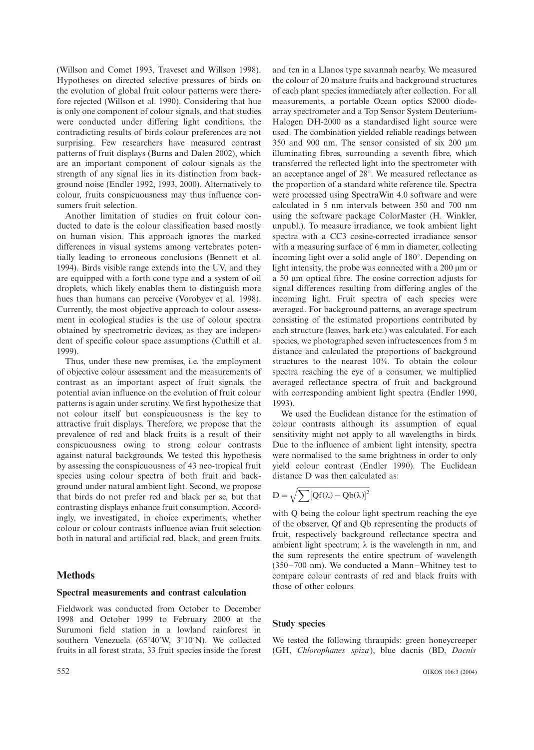(Willson and Comet 1993, Traveset and Willson 1998). Hypotheses on directed selective pressures of birds on the evolution of global fruit colour patterns were therefore rejected (Willson et al. 1990). Considering that hue is only one component of colour signals, and that studies were conducted under differing light conditions, the contradicting results of birds colour preferences are not surprising. Few researchers have measured contrast patterns of fruit displays (Burns and Dalen 2002), which are an important component of colour signals as the strength of any signal lies in its distinction from background noise (Endler 1992, 1993, 2000). Alternatively to colour, fruits conspicuousness may thus influence consumers fruit selection.

Another limitation of studies on fruit colour conducted to date is the colour classification based mostly on human vision. This approach ignores the marked differences in visual systems among vertebrates potentially leading to erroneous conclusions (Bennett et al. 1994). Birds visible range extends into the UV, and they are equipped with a forth cone type and a system of oil droplets, which likely enables them to distinguish more hues than humans can perceive (Vorobyev et al. 1998). Currently, the most objective approach to colour assessment in ecological studies is the use of colour spectra obtained by spectrometric devices, as they are independent of specific colour space assumptions (Cuthill et al. 1999).

Thus, under these new premises, i.e. the employment of objective colour assessment and the measurements of contrast as an important aspect of fruit signals, the potential avian influence on the evolution of fruit colour patterns is again under scrutiny. We first hypothesize that not colour itself but conspicuousness is the key to attractive fruit displays. Therefore, we propose that the prevalence of red and black fruits is a result of their conspicuousness owing to strong colour contrasts against natural backgrounds. We tested this hypothesis by assessing the conspicuousness of 43 neo-tropical fruit species using colour spectra of both fruit and background under natural ambient light. Second, we propose that birds do not prefer red and black per se, but that contrasting displays enhance fruit consumption. Accordingly, we investigated, in choice experiments, whether colour or colour contrasts influence avian fruit selection both in natural and artificial red, black, and green fruits.

## Methods

### Spectral measurements and contrast calculation

Fieldwork was conducted from October to December 1998 and October 1999 to February 2000 at the Surumoni field station in a lowland rainforest in southern Venezuela (65°40′W, 3°10′N). We collected fruits in all forest strata, 33 fruit species inside the forest and ten in a Llanos type savannah nearby. We measured the colour of 20 mature fruits and background structures of each plant species immediately after collection. For all measurements, a portable Ocean optics S2000 diode-array spectrometer and a Top Sensor System Deuterium-Halogen DH-2000 as a standardised light source were used. The combination yielded reliable readings between 350 and 900 nm. The sensor consisted of six 200 μm illuminating fibres, surrounding a seventh fibre, which transferred the reflected light into the spectrometer with an acceptance angel of 28°. We measured reflectance as the proportion of a standard white reference tile. Spectra were processed using SpectraWin 4.0 software and were calculated in 5 nm intervals between 350 and 700 nm using the software package ColorMaster (H. Winkler, unpubl.). To measure irradiance, we took ambient light spectra with a CC3 cosine-corrected irradiance sensor with a measuring surface of 6 mm in diameter, collecting incoming light over a solid angle of 180°. Depending on light intensity, the probe was connected with a 200 μm or a 50 μm optical fibre. The cosine correction adjusts for signal differences resulting from differing angles of the incoming light. Fruit spectra of each species were averaged. For background patterns, an average spectrum consisting of the estimated proportions contributed by each structure (leaves, bark etc.) was calculated. For each species, we photographed seven infructescences from 5 m distance and calculated the proportions of background structures to the nearest 10%. To obtain the colour spectra reaching the eye of a consumer, we multiplied averaged reflectance spectra of fruit and background with corresponding ambient light spectra (Endler 1990, 1993).

We used the Euclidean distance for the estimation of colour contrasts although its assumption of equal sensitivity might not apply to all wavelengths in birds. Due to the influence of ambient light intensity, spectra were normalised to the same brightness in order to only yield colour contrast (Endler 1990). The Euclidean distance D was then calculated as:

$$D = \sqrt{\sum [Qf(\lambda) - Qb(\lambda)]^2}$$

with Q being the colour light spectrum reaching the eye of the observer, Qf and Qb representing the products of fruit, respectively background reflectance spectra and ambient light spectrum; $\lambda$ is the wavelength in nm, and the sum represents the entire spectrum of wavelength (350–700 nm). We conducted a Mann–Whitney test to compare colour contrasts of red and black fruits with those of other colours.

### Study species

We tested the following thraupids: green honeycreeper (GH, *Chlorophanes spiza*), blue dacnis (BD, *Dacnis*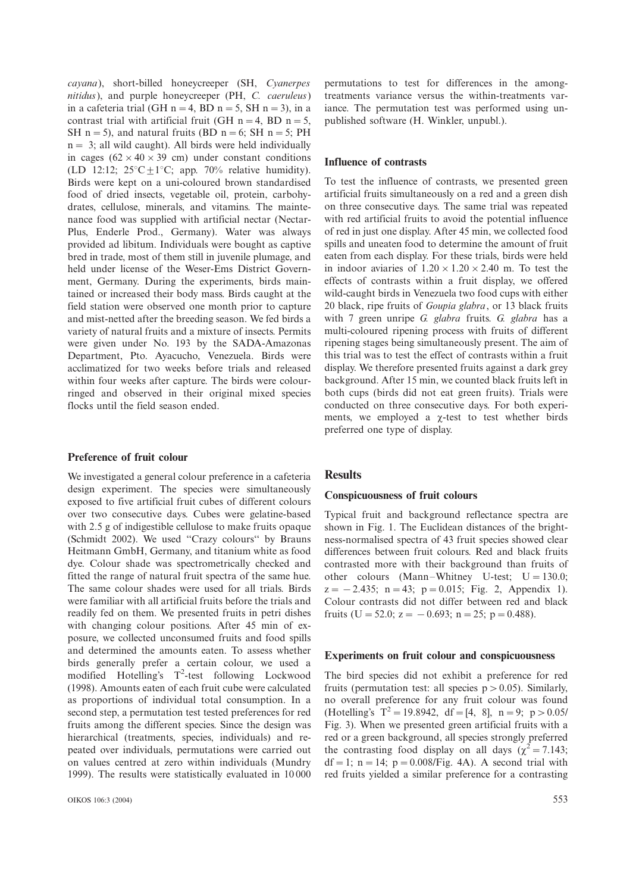*cayana*), short-billed honeycreeper (SH, *Cyanerpes nitidus*), and purple honeycreeper (PH, *C. caeruleus*) in a cafeteria trial (GH n = 4, BD n = 5, SH n = 3), in a contrast trial with artificial fruit (GH n = 4, BD n = 5, SH n = 5), and natural fruits (BD n = 6; SH n = 5; PH n = 3; all wild caught). All birds were held individually in cages ($62 \times 40 \times 39$ cm) under constant conditions (LD 12:12; $25^{\circ}C \pm 1^{\circ}C$; app. 70% relative humidity). Birds were kept on a uni-coloured brown standardised food of dried insects, vegetable oil, protein, carbohydrates, cellulose, minerals, and vitamins. The maintenance food was supplied with artificial nectar (Nectar-Plus, Enderle Prod., Germany). Water was always provided ad libitum. Individuals were bought as captive bred in trade, most of them still in juvenile plumage, and held under license of the Weser-Ems District Government, Germany. During the experiments, birds maintained or increased their body mass. Birds caught at the field station were observed one month prior to capture and mist-netted after the breeding season. We fed birds a variety of natural fruits and a mixture of insects. Permits were given under No. 193 by the SADA-Amazonas Department, Pto. Ayacucho, Venezuela. Birds were acclimatized for two weeks before trials and released within four weeks after capture. The birds were colour-ringed and observed in their original mixed species flocks until the field season ended.

### Preference of fruit colour

We investigated a general colour preference in a cafeteria design experiment. The species were simultaneously exposed to five artificial fruit cubes of different colours over two consecutive days. Cubes were gelatine-based with 2.5 g of indigestible cellulose to make fruits opaque (Schmidt 2002). We used "Crazy colours" by Brauns Heitmann GmbH, Germany, and titanium white as food dye. Colour shade was spectrometrically checked and fitted the range of natural fruit spectra of the same hue. The same colour shades were used for all trials. Birds were familiar with all artificial fruits before the trials and readily fed on them. We presented fruits in petri dishes with changing colour positions. After 45 min of exposure, we collected unconsumed fruits and food spills and determined the amounts eaten. To assess whether birds generally prefer a certain colour, we used a modified Hotelling's $T^2$-test following Lockwood (1998). Amounts eaten of each fruit cube were calculated as proportions of individual total consumption. In a second step, a permutation test tested preferences for red fruits among the different species. Since the design was hierarchical (treatments, species, individuals) and repeated over individuals, permutations were carried out on values centred at zero within individuals (Mundry 1999). The results were statistically evaluated in 10 000 permutations to test for differences in the among-treatments variance versus the within-treatments variance. The permutation test was performed using unpublished software (H. Winkler, unpubl.).

### Influence of contrasts

To test the influence of contrasts, we presented green artificial fruits simultaneously on a red and a green dish on three consecutive days. The same trial was repeated with red artificial fruits to avoid the potential influence of red in just one display. After 45 min, we collected food spills and uneaten food to determine the amount of fruit eaten from each display. For these trials, birds were held in indoor aviaries of $1.20 \times 1.20 \times 2.40$ m. To test the effects of contrasts within a fruit display, we offered wild-caught birds in Venezuela two food cups with either 20 black, ripe fruits of *Goupia glabra*, or 13 black fruits with 7 green unripe *G. glabra* fruits. *G. glabra* has a multi-coloured ripening process with fruits of different ripening stages being simultaneously present. The aim of this trial was to test the effect of contrasts within a fruit display. We therefore presented fruits against a dark grey background. After 15 min, we counted black fruits left in both cups (birds did not eat green fruits). Trials were conducted on three consecutive days. For both experiments, we employed a $\chi$-test to test whether birds preferred one type of display.

## Results

### Conspicuousness of fruit colours

Typical fruit and background reflectance spectra are shown in Fig. 1. The Euclidean distances of the brightness-normalised spectra of 43 fruit species showed clear differences between fruit colours. Red and black fruits contrasted more with their background than fruits of other colours (Mann–Whitney U-test; $U = 130.0$; $z = -2.435$; $n = 43$; $p = 0.015$; Fig. 2, Appendix 1). Colour contrasts did not differ between red and black fruits ($U = 52.0$; $z = -0.693$; $n = 25$; $p = 0.488$).

### Experiments on fruit colour and conspicuousness

The bird species did not exhibit a preference for red fruits (permutation test: all species $p > 0.05$). Similarly, no overall preference for any fruit colour was found (Hotelling's $T^2 = 19.8942$, $df = [4, 8]$, $n = 9$; $p > 0.05$/ Fig. 3). When we presented green artificial fruits with a red or a green background, all species strongly preferred the contrasting food display on all days ($\chi^2 = 7.143$; $df = 1$; $n = 14$; $p = 0.008$/Fig. 4A). A second trial with red fruits yielded a similar preference for a contrasting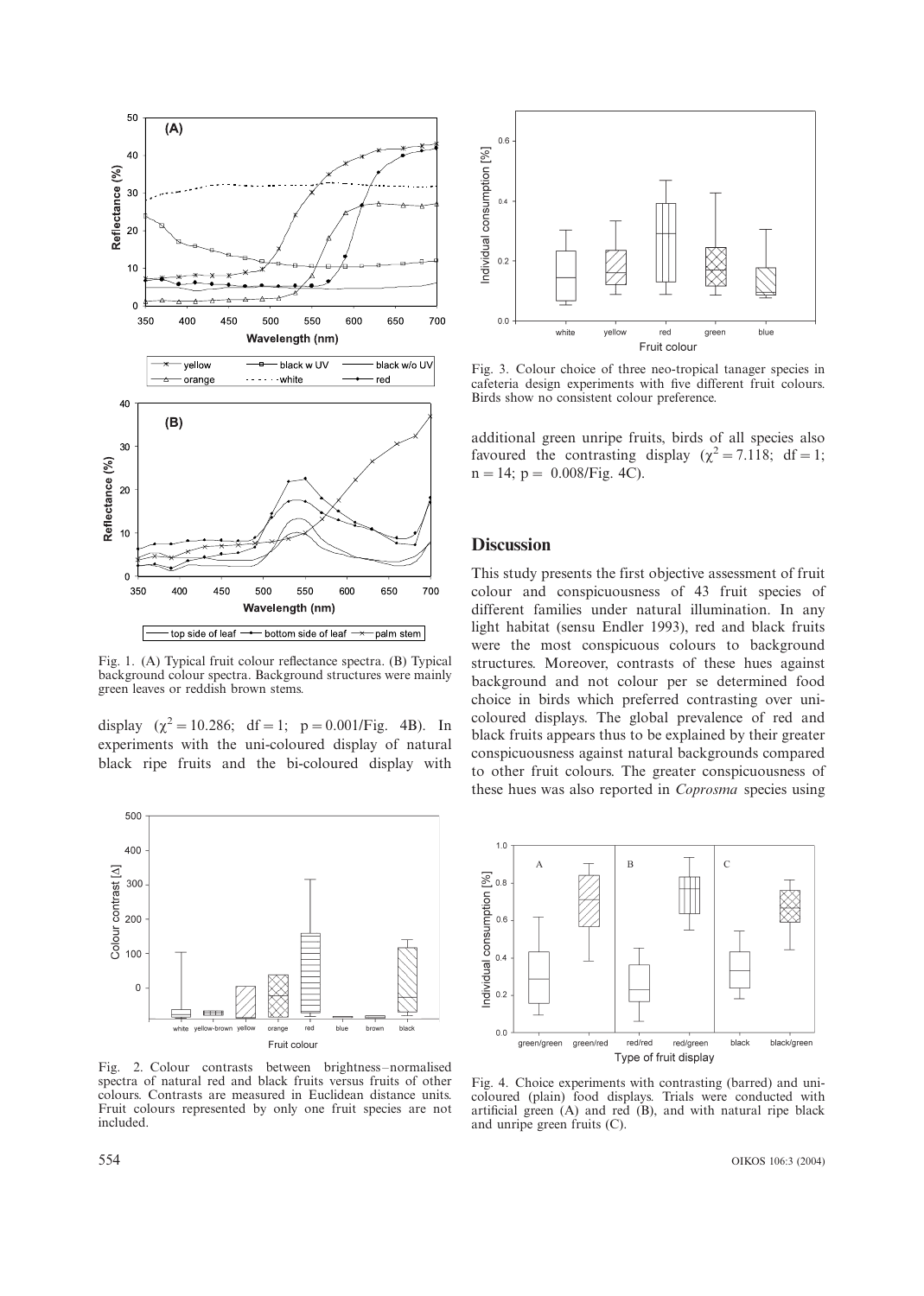Fig. 1. (A) Typical fruit colour reflectance spectra. (B) Typical background colour spectra. Background structures were mainly green leaves or reddish brown stems.

Fig. 3. Colour choice of three neo-tropical tanager species in cafeteria design experiments with five different fruit colours. Birds show no consistent colour preference.

display ($\chi^2 = 10.286$; df = 1; p = 0.001/Fig. 4B). In experiments with the uni-coloured display of natural black ripe fruits and the bi-coloured display with additional green unripe fruits, birds of all species also favoured the contrasting display ($\chi^2 = 7.118$; df = 1; n = 14; p = 0.008/Fig. 4C).

## Discussion

This study presents the first objective assessment of fruit colour and conspicuousness of 43 fruit species of different families under natural illumination. In any light habitat (sensu Endler 1993), red and black fruits were the most conspicuous colours to background structures. Moreover, contrasts of these hues against background and not colour per se determined food choice in birds which preferred contrasting over uni-coloured displays. The global prevalence of red and black fruits appears thus to be explained by their greater conspicuousness against natural backgrounds compared to other fruit colours. The greater conspicuousness of these hues was also reported in *Coprosma* species using

Fig. 2. Colour contrasts between brightness–normalised spectra of natural red and black fruits versus fruits of other colours. Contrasts are measured in Euclidean distance units. Fruit colours represented by only one fruit species are not included.

Fig. 4. Choice experiments with contrasting (barred) and uni-coloured (plain) food displays. Trials were conducted with artificial green (A) and red (B), and with natural ripe black and unripe green fruits (C).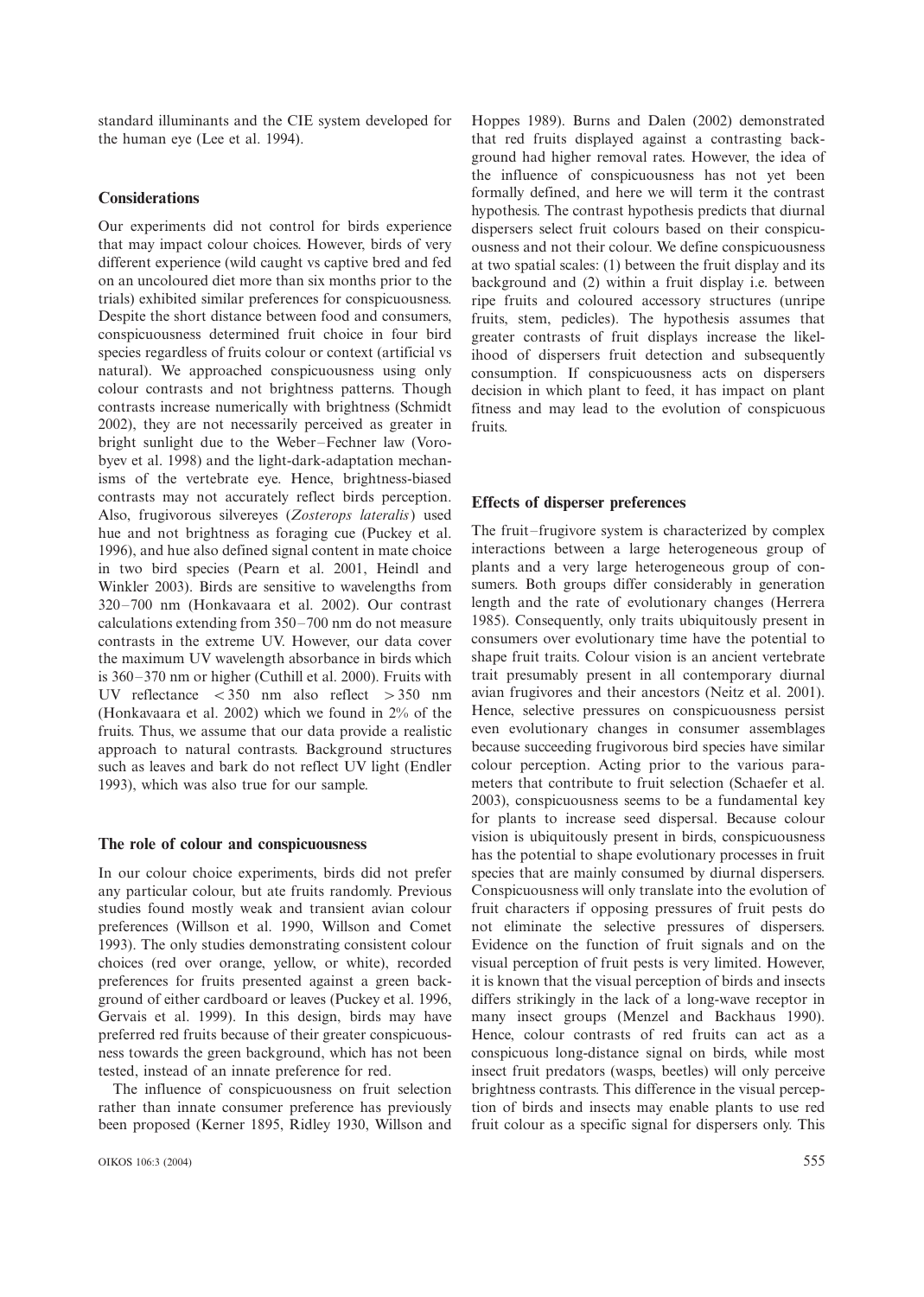standard illuminants and the CIE system developed for the human eye (Lee et al. 1994).

## Considerations

Our experiments did not control for birds experience that may impact colour choices. However, birds of very different experience (wild caught vs captive bred and fed on an uncoloured diet more than six months prior to the trials) exhibited similar preferences for conspicuousness. Despite the short distance between food and consumers, conspicuousness determined fruit choice in four bird species regardless of fruits colour or context (artificial vs natural). We approached conspicuousness using only colour contrasts and not brightness patterns. Though contrasts increase numerically with brightness (Schmidt 2002), they are not necessarily perceived as greater in bright sunlight due to the Weber–Fechner law (Vorobyev et al. 1998) and the light-dark-adaptation mechanisms of the vertebrate eye. Hence, brightness-biased contrasts may not accurately reflect birds perception. Also, frugivorous silvereyes (*Zosterops lateralis*) used hue and not brightness as foraging cue (Puckey et al. 1996), and hue also defined signal content in mate choice in two bird species (Pearn et al. 2001, Heindl and Winkler 2003). Birds are sensitive to wavelengths from 320–700 nm (Honkavaara et al. 2002). Our contrast calculations extending from 350–700 nm do not measure contrasts in the extreme UV. However, our data cover the maximum UV wavelength absorbance in birds which is 360–370 nm or higher (Cuthill et al. 2000). Fruits with UV reflectance $<350$ nm also reflect $>350$ nm (Honkavaara et al. 2002) which we found in 2% of the fruits. Thus, we assume that our data provide a realistic approach to natural contrasts. Background structures such as leaves and bark do not reflect UV light (Endler 1993), which was also true for our sample.

## The role of colour and conspicuousness

In our colour choice experiments, birds did not prefer any particular colour, but ate fruits randomly. Previous studies found mostly weak and transient avian colour preferences (Willson et al. 1990, Willson and Comet 1993). The only studies demonstrating consistent colour choices (red over orange, yellow, or white), recorded preferences for fruits presented against a green background of either cardboard or leaves (Puckey et al. 1996, Gervais et al. 1999). In this design, birds may have preferred red fruits because of their greater conspicuousness towards the green background, which has not been tested, instead of an innate preference for red.

The influence of conspicuousness on fruit selection rather than innate consumer preference has previously been proposed (Kerner 1895, Ridley 1930, Willson and Hoppes 1989). Burns and Dalen (2002) demonstrated that red fruits displayed against a contrasting background had higher removal rates. However, the idea of the influence of conspicuousness has not yet been formally defined, and here we will term it the contrast hypothesis. The contrast hypothesis predicts that diurnal dispersers select fruit colours based on their conspicuousness and not their colour. We define conspicuousness at two spatial scales: (1) between the fruit display and its background and (2) within a fruit display i.e. between ripe fruits and coloured accessory structures (unripe fruits, stem, pedicles). The hypothesis assumes that greater contrasts of fruit displays increase the likelihood of dispersers fruit detection and subsequently consumption. If conspicuousness acts on dispersers decision in which plant to feed, it has impact on plant fitness and may lead to the evolution of conspicuous fruits.

## Effects of disperser preferences

The fruit–frugivore system is characterized by complex interactions between a large heterogeneous group of plants and a very large heterogeneous group of consumers. Both groups differ considerably in generation length and the rate of evolutionary changes (Herrera 1985). Consequently, only traits ubiquitously present in consumers over evolutionary time have the potential to shape fruit traits. Colour vision is an ancient vertebrate trait presumably present in all contemporary diurnal avian frugivores and their ancestors (Neitz et al. 2001). Hence, selective pressures on conspicuousness persist even evolutionary changes in consumer assemblages because succeeding frugivorous bird species have similar colour perception. Acting prior to the various parameters that contribute to fruit selection (Schaefer et al. 2003), conspicuousness seems to be a fundamental key for plants to increase seed dispersal. Because colour vision is ubiquitously present in birds, conspicuousness has the potential to shape evolutionary processes in fruit species that are mainly consumed by diurnal dispersers. Conspicuousness will only translate into the evolution of fruit characters if opposing pressures of fruit pests do not eliminate the selective pressures of dispersers. Evidence on the function of fruit signals and on the visual perception of fruit pests is very limited. However, it is known that the visual perception of birds and insects differs strikingly in the lack of a long-wave receptor in many insect groups (Menzel and Backhaus 1990). Hence, colour contrasts of red fruits can act as a conspicuous long-distance signal on birds, while most insect fruit predators (wasps, beetles) will only perceive brightness contrasts. This difference in the visual perception of birds and insects may enable plants to use red fruit colour as a specific signal for dispersers only. This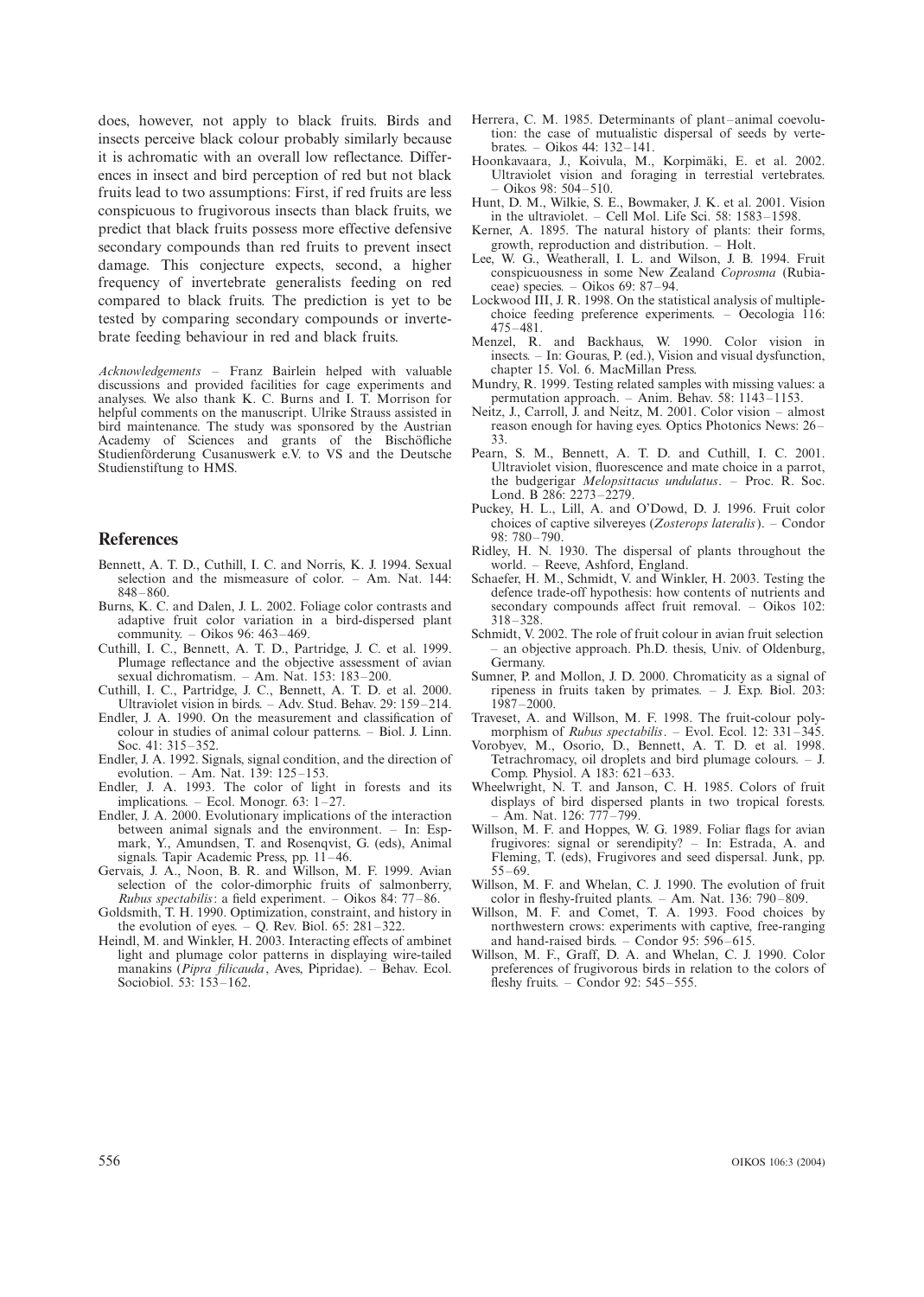does, however, not apply to black fruits. Birds and insects perceive black colour probably similarly because it is achromatic with an overall low reflectance. Differences in insect and bird perception of red but not black fruits lead to two assumptions: First, if red fruits are less conspicuous to frugivorous insects than black fruits, we predict that black fruits possess more effective defensive secondary compounds than red fruits to prevent insect damage. This conjecture expects, second, a higher frequency of invertebrate generalists feeding on red compared to black fruits. The prediction is yet to be tested by comparing secondary compounds or invertebrate feeding behaviour in red and black fruits.

*Acknowledgements* – Franz Bairlein helped with valuable discussions and provided facilities for cage experiments and analyses. We also thank K. C. Burns and I. T. Morrison for helpful comments on the manuscript. Ulrike Strauss assisted in bird maintenance. The study was sponsored by the Austrian Academy of Sciences and grants of the Bischöfliche Studienförderung Cusanuswerk e.V. to VS and the Deutsche Studienstiftung to HMS.

## References

Bennett, A. T. D., Cuthill, I. C. and Norris, K. J. 1994. Sexual selection and the mismeasure of color. – Am. Nat. 144: 848–860.

Burns, K. C. and Dalen, J. L. 2002. Foliage color contrasts and adaptive fruit color variation in a bird-dispersed plant community. – Oikos 96: 463–469.

Cuthill, I. C., Bennett, A. T. D., Partridge, J. C. et al. 1999. Plumage reflectance and the objective assessment of avian sexual dichromatism. – Am. Nat. 153: 183–200.

Cuthill, I. C., Partridge, J. C., Bennett, A. T. D. et al. 2000. Ultraviolet vision in birds. – Adv. Stud. Behav. 29: 159–214.

Endler, J. A. 1990. On the measurement and classification of colour in studies of animal colour patterns. – Biol. J. Linn. Soc. 41: 315–352.

Endler, J. A. 1992. Signals, signal condition, and the direction of evolution. – Am. Nat. 139: 125–153.

Endler, J. A. 1993. The color of light in forests and its implications. – Ecol. Monogr. 63: 1–27.

Endler, J. A. 2000. Evolutionary implications of the interaction between animal signals and the environment. – In: Espmark, Y., Amundsen, T. and Rosenqvist, G. (eds), Animal signals. Tapir Academic Press, pp. 11–46.

Gervais, J. A., Noon, B. R. and Willson, M. F. 1999. Avian selection of the color-dimorphic fruits of salmonberry, *Rubus spectabilis*: a field experiment. – Oikos 84: 77–86.

Goldsmith, T. H. 1990. Optimization, constraint, and history in the evolution of eyes. – Q. Rev. Biol. 65: 281–322.

Heindl, M. and Winkler, H. 2003. Interacting effects of ambinet light and plumage color patterns in displaying wire-tailed manakins (*Pipra filicauda*, Aves, Pipridae). – Behav. Ecol. Sociobiol. 53: 153–162.

Herrera, C. M. 1985. Determinants of plant–animal coevolution: the case of mutualistic dispersal of seeds by vertebrates. – Oikos 44: 132–141.

Hoonkavaara, J., Koivula, M., Korpimäki, E. et al. 2002. Ultraviolet vision and foraging in terrestial vertebrates. – Oikos 98: 504–510.

Hunt, D. M., Wilkie, S. E., Bowmaker, J. K. et al. 2001. Vision in the ultraviolet. – Cell Mol. Life Sci. 58: 1583–1598.

Kerner, A. 1895. The natural history of plants: their forms, growth, reproduction and distribution. – Holt.

Lee, W. G., Weatherall, I. L. and Wilson, J. B. 1994. Fruit conspicuousness in some New Zealand *Coprosma* (Rubiaceae) species. – Oikos 69: 87–94.

Lockwood III, J. R. 1998. On the statistical analysis of multiple-choice feeding preference experiments. – Oecologia 116: 475–481.

Menzel, R. and Backhaus, W. 1990. Color vision in insects. – In: Gouras, P. (ed.), Vision and visual dysfunction, chapter 15. Vol. 6. MacMillan Press.

Mundry, R. 1999. Testing related samples with missing values: a permutation approach. – Anim. Behav. 58: 1143–1153.

Neitz, J., Carroll, J. and Neitz, M. 2001. Color vision – almost reason enough for having eyes. Optics Photonics News: 26–33.

Pearn, S. M., Bennett, A. T. D. and Cuthill, I. C. 2001. Ultraviolet vision, fluorescence and mate choice in a parrot, the budgerigar *Melopsittacus undulatus*. – Proc. R. Soc. Lond. B 286: 2273–2279.

Puckey, H. L., Lill, A. and O'Dowd, D. J. 1996. Fruit color choices of captive silvereyes (*Zosterops lateralis*). – Condor 98: 780–790.

Ridley, H. N. 1930. The dispersal of plants throughout the world. – Reeve, Ashford, England.

Schaefer, H. M., Schmidt, V. and Winkler, H. 2003. Testing the defence trade-off hypothesis: how contents of nutrients and secondary compounds affect fruit removal. – Oikos 102: 318–328.

Schmidt, V. 2002. The role of fruit colour in avian fruit selection – an objective approach. Ph.D. thesis, Univ. of Oldenburg, Germany.

Sumner, P. and Mollon, J. D. 2000. Chromaticity as a signal of ripeness in fruits taken by primates. – J. Exp. Biol. 203: 1987–2000.

Traveset, A. and Willson, M. F. 1998. The fruit-colour polymorphism of *Rubus spectabilis*. – Evol. Ecol. 12: 331–345.

Vorobyev, M., Osorio, D., Bennett, A. T. D. et al. 1998. Tetrachromacy, oil droplets and bird plumage colours. – J. Comp. Physiol. A 183: 621–633.

Wheelwright, N. T. and Janson, C. H. 1985. Colors of fruit displays of bird dispersed plants in two tropical forests. – Am. Nat. 126: 777–799.

Willson, M. F. and Hoppes, W. G. 1989. Foliar flags for avian frugivores: signal or serendipity? – In: Estrada, A. and Fleming, T. (eds), Frugivores and seed dispersal. Junk, pp. 55–69.

Willson, M. F. and Whelan, C. J. 1990. The evolution of fruit color in fleshy-fruited plants. – Am. Nat. 136: 790–809.

Willson, M. F. and Comet, T. A. 1993. Food choices by northwestern crows: experiments with captive, free-ranging and hand-raised birds. – Condor 95: 596–615.

Willson, M. F., Graff, D. A. and Whelan, C. J. 1990. Color preferences of frugivorous birds in relation to the colors of fleshy fruits. – Condor 92: 545–555.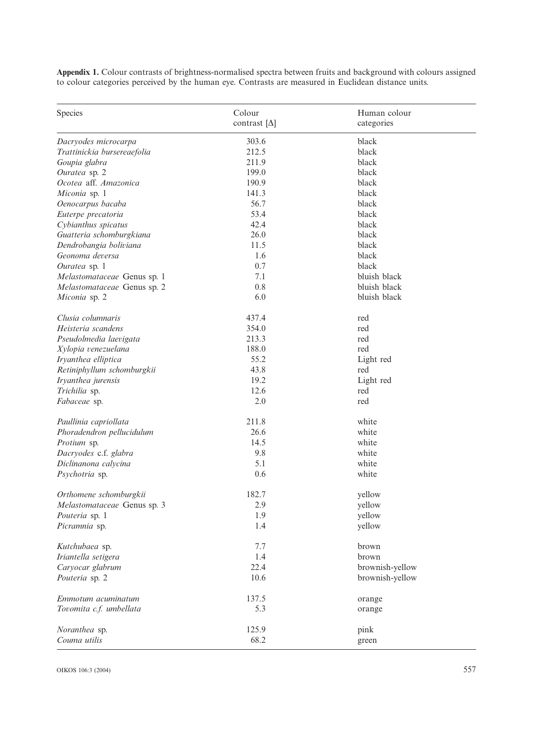**Appendix 1.** Colour contrasts of brightness-normalised spectra between fruits and background with colours assigned to colour categories perceived by the human eye. Contrasts are measured in Euclidean distance units.

| Species | Colour contrast [Δ] | Human colour categories |
|---|---|---|
| *Dacryodes microcarpa* | 303.6 | black |
| *Trattinickia bursereaefolia* | 212.5 | black |
| *Goupia glabra* | 211.9 | black |
| *Ouratea* sp. 2 | 199.0 | black |
| *Ocotea* aff. *Amazonica* | 190.9 | black |
| *Miconia* sp. 1 | 141.3 | black |
| *Oenocarpus bacaba* | 56.7 | black |
| *Euterpe precatoria* | 53.4 | black |
| *Cybianthus spicatus* | 42.4 | black |
| *Guatteria schomburgkiana* | 26.0 | black |
| *Dendrobangia boliviana* | 11.5 | black |
| *Geonoma deversa* | 1.6 | black |
| *Ouratea* sp. 1 | 0.7 | black |
| *Melastomataceae* Genus sp. 1 | 7.1 | bluish black |
| *Melastomataceae* Genus sp. 2 | 0.8 | bluish black |
| *Miconia* sp. 2 | 6.0 | bluish black |
| *Clusia columnaris* | 437.4 | red |
| *Heisteria scandens* | 354.0 | red |
| *Pseudolmedia laevigata* | 213.3 | red |
| *Xylopia venezuelana* | 188.0 | red |
| *Iryanthea elliptica* | 55.2 | Light red |
| *Retiniphyllum schomburgkii* | 43.8 | red |
| *Iryanthea jurensis* | 19.2 | Light red |
| *Trichilia* sp. | 12.6 | red |
| *Fabaceae* sp. | 2.0 | red |
| *Paullinia capriollata* | 211.8 | white |
| *Phoradendron pellucidulum* | 26.6 | white |
| *Protium* sp. | 14.5 | white |
| *Dacryodes* c.f. *glabra* | 9.8 | white |
| *Diclinanona calycina* | 5.1 | white |
| *Psychotria* sp. | 0.6 | white |
| *Orthomene schomburgkii* | 182.7 | yellow |
| *Melastomataceae* Genus sp. 3 | 2.9 | yellow |
| *Pouteria* sp. 1 | 1.9 | yellow |
| *Picramnia* sp. | 1.4 | yellow |
| *Kutchubaea* sp. | 7.7 | brown |
| *Iriantella setigera* | 1.4 | brown |
| *Caryocar glabrum* | 22.4 | brownish-yellow |
| *Pouteria* sp. 2 | 10.6 | brownish-yellow |
| *Emmotum acuminatum* | 137.5 | orange |
| *Tovomita c.f. umbellata* | 5.3 | orange |
| *Noranthea* sp. | 125.9 | pink |
| *Couma utilis* | 68.2 | green |